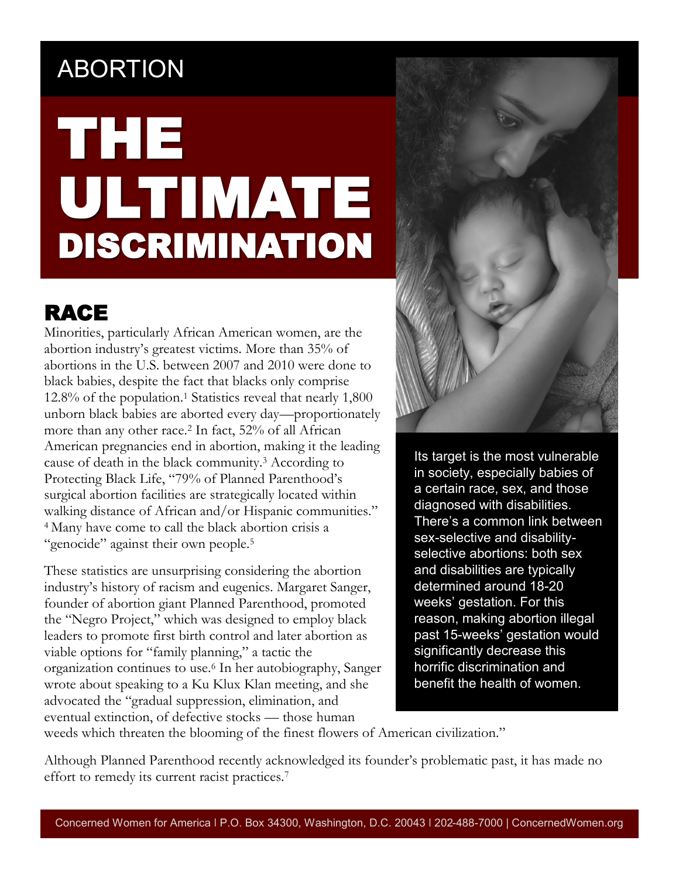# ABORTION

# THE ULTIMATE DISCRIMINATION

## RACE

Minorities, particularly African American women, are the abortion industry's greatest victims. More than 35% of abortions in the U.S. between 2007 and 2010 were done to black babies, despite the fact that blacks only comprise 12.8% of the population.[1] Statistics reveal that nearly 1,800 unborn black babies are aborted every day—proportionately more than any other race.[2] In fact, 52% of all African American pregnancies end in abortion, making it the leading cause of death in the black community.[3] According to Protecting Black Life, "79% of Planned Parenthood's surgical abortion facilities are strategically located within walking distance of African and/or Hispanic communities."[4] Many have come to call the black abortion crisis a "genocide" against their own people.[5]

These statistics are unsurprising considering the abortion industry's history of racism and eugenics. Margaret Sanger, founder of abortion giant Planned Parenthood, promoted the "Negro Project," which was designed to employ black leaders to promote first birth control and later abortion as viable options for "family planning," a tactic the organization continues to use.[6] In her autobiography, Sanger wrote about speaking to a Ku Klux Klan meeting, and she advocated the "gradual suppression, elimination, and eventual extinction, of defective stocks — those human weeds which threaten the blooming of the finest flowers of American civilization."

Although Planned Parenthood recently acknowledged its founder's problematic past, it has made no effort to remedy its current racist practices.[7]

Its target is the most vulnerable in society, especially babies of a certain race, sex, and those diagnosed with disabilities. There's a common link between sex-selective and disability-selective abortions: both sex and disabilities are typically determined around 18-20 weeks' gestation. For this reason, making abortion illegal past 15-weeks' gestation would significantly decrease this horrific discrimination and benefit the health of women.

Concerned Women for America | P.O. Box 34300, Washington, D.C. 20043 | 202-488-7000 | ConcernedWomen.org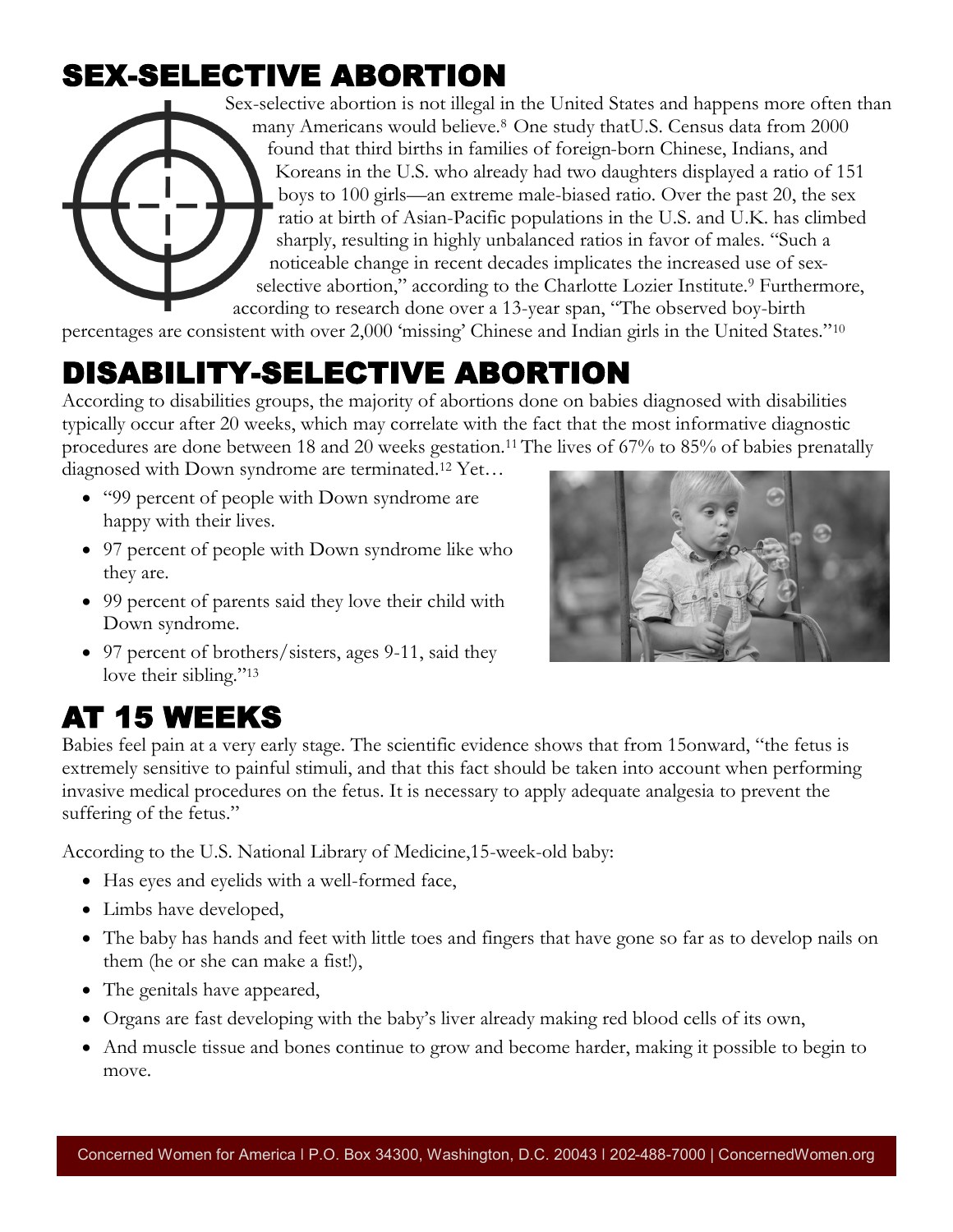## SEX-SELECTIVE ABORTION

Sex-selective abortion is not illegal in the United States and happens more often than many Americans would believe.[8] One study thatU.S. Census data from 2000 found that third births in families of foreign-born Chinese, Indians, and Koreans in the U.S. who already had two daughters displayed a ratio of 151 boys to 100 girls—an extreme male-biased ratio. Over the past 20, the sex ratio at birth of Asian-Pacific populations in the U.S. and U.K. has climbed sharply, resulting in highly unbalanced ratios in favor of males. "Such a noticeable change in recent decades implicates the increased use of sex-selective abortion," according to the Charlotte Lozier Institute.[9] Furthermore, according to research done over a 13-year span, "The observed boy-birth percentages are consistent with over 2,000 'missing' Chinese and Indian girls in the United States."[10]

## DISABILITY-SELECTIVE ABORTION

According to disabilities groups, the majority of abortions done on babies diagnosed with disabilities typically occur after 20 weeks, which may correlate with the fact that the most informative diagnostic procedures are done between 18 and 20 weeks gestation.[11] The lives of 67% to 85% of babies prenatally diagnosed with Down syndrome are terminated.[12] Yet…

- "99 percent of people with Down syndrome are happy with their lives.
- 97 percent of people with Down syndrome like who they are.
- 99 percent of parents said they love their child with Down syndrome.
- 97 percent of brothers/sisters, ages 9-11, said they love their sibling."[13]

## AT 15 WEEKS

Babies feel pain at a very early stage. The scientific evidence shows that from 15onward, "the fetus is extremely sensitive to painful stimuli, and that this fact should be taken into account when performing invasive medical procedures on the fetus. It is necessary to apply adequate analgesia to prevent the suffering of the fetus."

According to the U.S. National Library of Medicine,15-week-old baby:

- Has eyes and eyelids with a well-formed face,
- Limbs have developed,
- The baby has hands and feet with little toes and fingers that have gone so far as to develop nails on them (he or she can make a fist!),
- The genitals have appeared,
- Organs are fast developing with the baby's liver already making red blood cells of its own,
- And muscle tissue and bones continue to grow and become harder, making it possible to begin to move.

Concerned Women for America | P.O. Box 34300, Washington, D.C. 20043 | 202-488-7000 | ConcernedWomen.org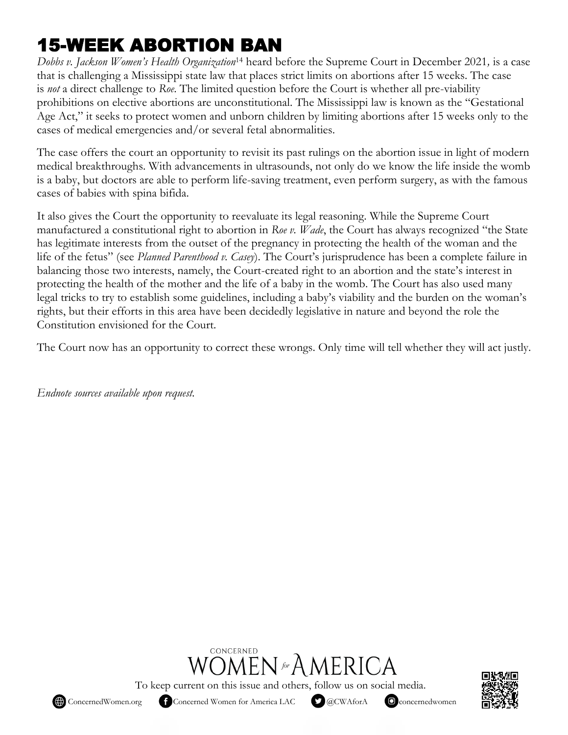# 15-WEEK ABORTION BAN

*Dobbs v. Jackson Women's Health Organization*[14] heard before the Supreme Court in December 2021, is a case that is challenging a Mississippi state law that places strict limits on abortions after 15 weeks. The case is *not* a direct challenge to *Roe*. The limited question before the Court is whether all pre-viability prohibitions on elective abortions are unconstitutional. The Mississippi law is known as the "Gestational Age Act," it seeks to protect women and unborn children by limiting abortions after 15 weeks only to the cases of medical emergencies and/or several fetal abnormalities.

The case offers the court an opportunity to revisit its past rulings on the abortion issue in light of modern medical breakthroughs. With advancements in ultrasounds, not only do we know the life inside the womb is a baby, but doctors are able to perform life-saving treatment, even perform surgery, as with the famous cases of babies with spina bifida.

It also gives the Court the opportunity to reevaluate its legal reasoning. While the Supreme Court manufactured a constitutional right to abortion in *Roe v. Wade*, the Court has always recognized "the State has legitimate interests from the outset of the pregnancy in protecting the health of the woman and the life of the fetus" (see *Planned Parenthood v. Casey*). The Court's jurisprudence has been a complete failure in balancing those two interests, namely, the Court-created right to an abortion and the state's interest in protecting the health of the mother and the life of a baby in the womb. The Court has also used many legal tricks to try to establish some guidelines, including a baby's viability and the burden on the woman's rights, but their efforts in this area have been decidedly legislative in nature and beyond the role the Constitution envisioned for the Court.

The Court now has an opportunity to correct these wrongs. Only time will tell whether they will act justly.

*Endnote sources available upon request.*

CONCERNED WOMEN *for* AMERICA

To keep current on this issue and others, follow us on social media.

ConcernedWomen.org | Concerned Women for America LAC | @CWAforA | concernedwomen